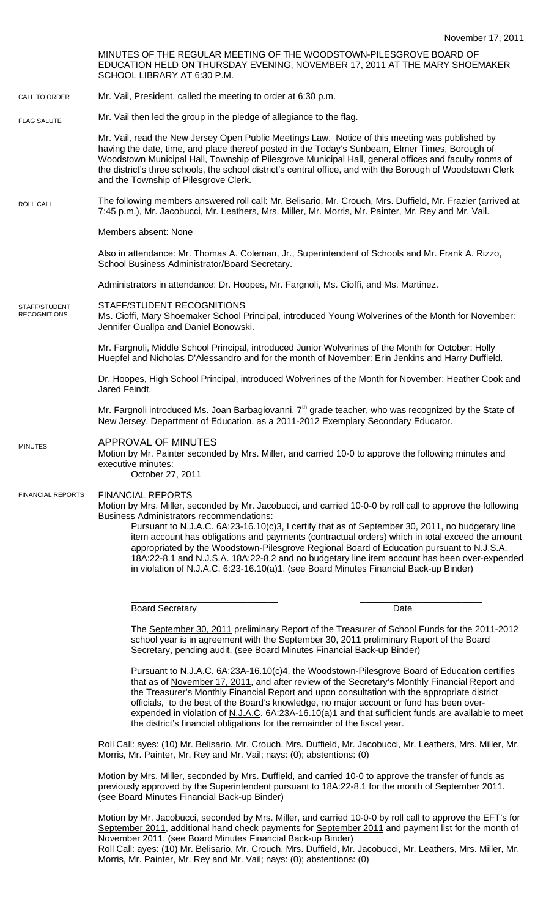November 17, 2011

MINUTES OF THE REGULAR MEETING OF THE WOODSTOWN-PILESGROVE BOARD OF EDUCATION HELD ON THURSDAY EVENING, NOVEMBER 17, 2011 AT THE MARY SHOEMAKER SCHOOL LIBRARY AT 6:30 P.M.

CALL TO ORDER

Mr. Vail, President, called the meeting to order at 6:30 p.m.

FLAG SALUTE

Mr. Vail then led the group in the pledge of allegiance to the flag.

Mr. Vail, read the New Jersey Open Public Meetings Law. Notice of this meeting was published by having the date, time, and place thereof posted in the Today's Sunbeam, Elmer Times, Borough of Woodstown Municipal Hall, Township of Pilesgrove Municipal Hall, general offices and faculty rooms of the district's three schools, the school district's central office, and with the Borough of Woodstown Clerk and the Township of Pilesgrove Clerk.

ROLL CALL

The following members answered roll call: Mr. Belisario, Mr. Crouch, Mrs. Duffield, Mr. Frazier (arrived at 7:45 p.m.), Mr. Jacobucci, Mr. Leathers, Mrs. Miller, Mr. Morris, Mr. Painter, Mr. Rey and Mr. Vail.

Members absent: None

Also in attendance: Mr. Thomas A. Coleman, Jr., Superintendent of Schools and Mr. Frank A. Rizzo, School Business Administrator/Board Secretary.

Administrators in attendance: Dr. Hoopes, Mr. Fargnoli, Ms. Cioffi, and Ms. Martinez.

STAFF/STUDENT RECOGNITIONS

## STAFF/STUDENT RECOGNITIONS

Ms. Cioffi, Mary Shoemaker School Principal, introduced Young Wolverines of the Month for November: Jennifer Guallpa and Daniel Bonowski.

Mr. Fargnoli, Middle School Principal, introduced Junior Wolverines of the Month for October: Holly Huepfel and Nicholas D'Alessandro and for the month of November: Erin Jenkins and Harry Duffield.

Dr. Hoopes, High School Principal, introduced Wolverines of the Month for November: Heather Cook and Jared Feindt.

Mr. Fargnoli introduced Ms. Joan Barbagiovanni, 7th grade teacher, who was recognized by the State of New Jersey, Department of Education, as a 2011-2012 Exemplary Secondary Educator.

MINUTES

## APPROVAL OF MINUTES

Motion by Mr. Painter seconded by Mrs. Miller, and carried 10-0 to approve the following minutes and executive minutes:

October 27, 2011

FINANCIAL REPORTS

## FINANCIAL REPORTS

Motion by Mrs. Miller, seconded by Mr. Jacobucci, and carried 10-0-0 by roll call to approve the following Business Administrators recommendations:

> Pursuant to N.J.A.C. 6A:23-16.10(c)3, I certify that as of September 30, 2011, no budgetary line item account has obligations and payments (contractual orders) which in total exceed the amount appropriated by the Woodstown-Pilesgrove Regional Board of Education pursuant to N.J.S.A. 18A:22-8.1 and N.J.S.A. 18A:22-8.2 and no budgetary line item account has been over-expended in violation of N.J.A.C. 6:23-16.10(a)1. (see Board Minutes Financial Back-up Binder)
>
> \_\_\_\_\_\_\_\_\_\_\_\_\_\_\_\_\_\_\_\_\_\_\_\_\_\_\_\_ \_\_\_\_\_\_\_\_\_\_\_\_\_\_\_\_\_\_\_\_\_\_\_\_
>
> Board Secretary Date
>
> The September 30, 2011 preliminary Report of the Treasurer of School Funds for the 2011-2012 school year is in agreement with the September 30, 2011 preliminary Report of the Board Secretary, pending audit. (see Board Minutes Financial Back-up Binder)
>
> Pursuant to N.J.A.C. 6A:23A-16.10(c)4, the Woodstown-Pilesgrove Board of Education certifies that as of November 17, 2011, and after review of the Secretary's Monthly Financial Report and the Treasurer's Monthly Financial Report and upon consultation with the appropriate district officials, to the best of the Board's knowledge, no major account or fund has been over-expended in violation of N.J.A.C. 6A:23A-16.10(a)1 and that sufficient funds are available to meet the district's financial obligations for the remainder of the fiscal year.

Roll Call: ayes: (10) Mr. Belisario, Mr. Crouch, Mrs. Duffield, Mr. Jacobucci, Mr. Leathers, Mrs. Miller, Mr. Morris, Mr. Painter, Mr. Rey and Mr. Vail; nays: (0); abstentions: (0)

Motion by Mrs. Miller, seconded by Mrs. Duffield, and carried 10-0 to approve the transfer of funds as previously approved by the Superintendent pursuant to 18A:22-8.1 for the month of September 2011. (see Board Minutes Financial Back-up Binder)

Motion by Mr. Jacobucci, seconded by Mrs. Miller, and carried 10-0-0 by roll call to approve the EFT's for September 2011, additional hand check payments for September 2011 and payment list for the month of November 2011. (see Board Minutes Financial Back-up Binder)

Roll Call: ayes: (10) Mr. Belisario, Mr. Crouch, Mrs. Duffield, Mr. Jacobucci, Mr. Leathers, Mrs. Miller, Mr. Morris, Mr. Painter, Mr. Rey and Mr. Vail; nays: (0); abstentions: (0)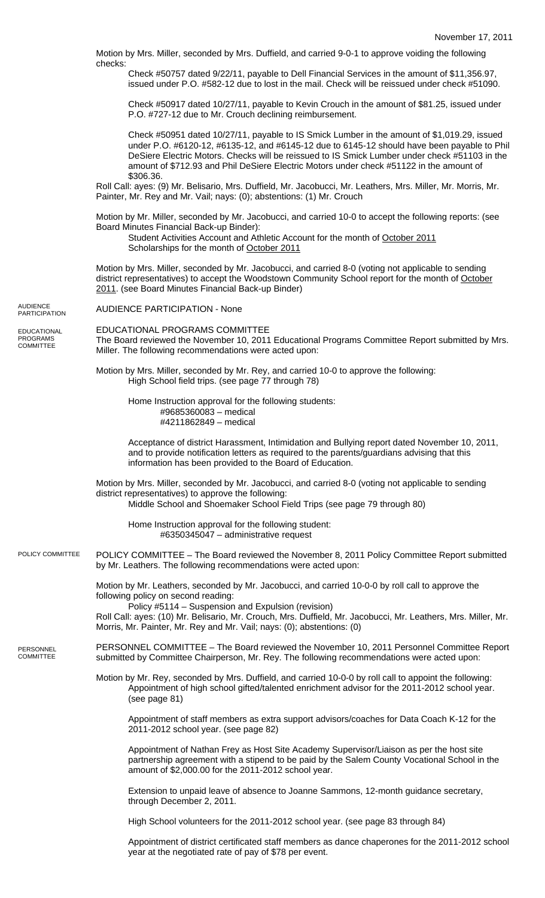November 17, 2011

Motion by Mrs. Miller, seconded by Mrs. Duffield, and carried 9-0-1 to approve voiding the following checks:

Check #50757 dated 9/22/11, payable to Dell Financial Services in the amount of $11,356.97, issued under P.O. #582-12 due to lost in the mail. Check will be reissued under check #51090.

Check #50917 dated 10/27/11, payable to Kevin Crouch in the amount of $81.25, issued under P.O. #727-12 due to Mr. Crouch declining reimbursement.

Check #50951 dated 10/27/11, payable to IS Smick Lumber in the amount of $1,019.29, issued under P.O. #6120-12, #6135-12, and #6145-12 due to 6145-12 should have been payable to Phil DeSiere Electric Motors. Checks will be reissued to IS Smick Lumber under check #51103 in the amount of $712.93 and Phil DeSiere Electric Motors under check #51122 in the amount of $306.36.

Roll Call: ayes: (9) Mr. Belisario, Mrs. Duffield, Mr. Jacobucci, Mr. Leathers, Mrs. Miller, Mr. Morris, Mr. Painter, Mr. Rey and Mr. Vail; nays: (0); abstentions: (1) Mr. Crouch

Motion by Mr. Miller, seconded by Mr. Jacobucci, and carried 10-0 to accept the following reports: (see Board Minutes Financial Back-up Binder):

Student Activities Account and Athletic Account for the month of October 2011
Scholarships for the month of October 2011

Motion by Mrs. Miller, seconded by Mr. Jacobucci, and carried 8-0 (voting not applicable to sending district representatives) to accept the Woodstown Community School report for the month of October 2011. (see Board Minutes Financial Back-up Binder)

AUDIENCE PARTICIPATION

AUDIENCE PARTICIPATION - None

EDUCATIONAL PROGRAMS COMMITTEE

EDUCATIONAL PROGRAMS COMMITTEE
The Board reviewed the November 10, 2011 Educational Programs Committee Report submitted by Mrs. Miller. The following recommendations were acted upon:

Motion by Mrs. Miller, seconded by Mr. Rey, and carried 10-0 to approve the following:

High School field trips. (see page 77 through 78)

Home Instruction approval for the following students:
#9685360083 – medical
#4211862849 – medical

Acceptance of district Harassment, Intimidation and Bullying report dated November 10, 2011, and to provide notification letters as required to the parents/guardians advising that this information has been provided to the Board of Education.

Motion by Mrs. Miller, seconded by Mr. Jacobucci, and carried 8-0 (voting not applicable to sending district representatives) to approve the following:

Middle School and Shoemaker School Field Trips (see page 79 through 80)

Home Instruction approval for the following student:
#6350345047 – administrative request

POLICY COMMITTEE

POLICY COMMITTEE – The Board reviewed the November 8, 2011 Policy Committee Report submitted by Mr. Leathers. The following recommendations were acted upon:

Motion by Mr. Leathers, seconded by Mr. Jacobucci, and carried 10-0-0 by roll call to approve the following policy on second reading:

Policy #5114 – Suspension and Expulsion (revision)

Roll Call: ayes: (10) Mr. Belisario, Mr. Crouch, Mrs. Duffield, Mr. Jacobucci, Mr. Leathers, Mrs. Miller, Mr. Morris, Mr. Painter, Mr. Rey and Mr. Vail; nays: (0); abstentions: (0)

PERSONNEL COMMITTEE

PERSONNEL COMMITTEE – The Board reviewed the November 10, 2011 Personnel Committee Report submitted by Committee Chairperson, Mr. Rey. The following recommendations were acted upon:

Motion by Mr. Rey, seconded by Mrs. Duffield, and carried 10-0-0 by roll call to appoint the following:

Appointment of high school gifted/talented enrichment advisor for the 2011-2012 school year. (see page 81)

Appointment of staff members as extra support advisors/coaches for Data Coach K-12 for the 2011-2012 school year. (see page 82)

Appointment of Nathan Frey as Host Site Academy Supervisor/Liaison as per the host site partnership agreement with a stipend to be paid by the Salem County Vocational School in the amount of $2,000.00 for the 2011-2012 school year.

Extension to unpaid leave of absence to Joanne Sammons, 12-month guidance secretary, through December 2, 2011.

High School volunteers for the 2011-2012 school year. (see page 83 through 84)

Appointment of district certificated staff members as dance chaperones for the 2011-2012 school year at the negotiated rate of pay of $78 per event.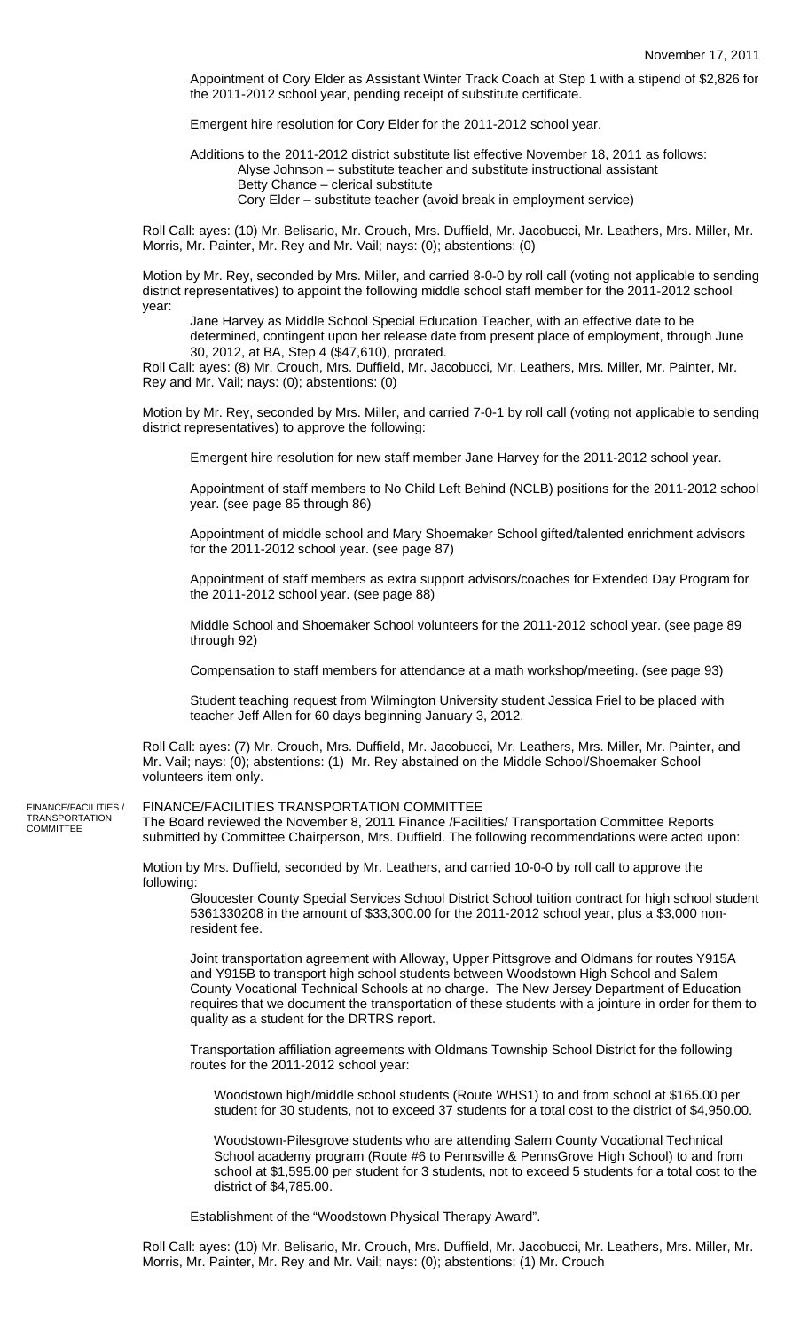Appointment of Cory Elder as Assistant Winter Track Coach at Step 1 with a stipend of $2,826 for the 2011-2012 school year, pending receipt of substitute certificate.

Emergent hire resolution for Cory Elder for the 2011-2012 school year.

Additions to the 2011-2012 district substitute list effective November 18, 2011 as follows:

- Alyse Johnson – substitute teacher and substitute instructional assistant
- Betty Chance – clerical substitute
- Cory Elder – substitute teacher (avoid break in employment service)

Roll Call: ayes: (10) Mr. Belisario, Mr. Crouch, Mrs. Duffield, Mr. Jacobucci, Mr. Leathers, Mrs. Miller, Mr. Morris, Mr. Painter, Mr. Rey and Mr. Vail; nays: (0); abstentions: (0)

Motion by Mr. Rey, seconded by Mrs. Miller, and carried 8-0-0 by roll call (voting not applicable to sending district representatives) to appoint the following middle school staff member for the 2011-2012 school year:

Jane Harvey as Middle School Special Education Teacher, with an effective date to be determined, contingent upon her release date from present place of employment, through June 30, 2012, at BA, Step 4 ($47,610), prorated.

Roll Call: ayes: (8) Mr. Crouch, Mrs. Duffield, Mr. Jacobucci, Mr. Leathers, Mrs. Miller, Mr. Painter, Mr. Rey and Mr. Vail; nays: (0); abstentions: (0)

Motion by Mr. Rey, seconded by Mrs. Miller, and carried 7-0-1 by roll call (voting not applicable to sending district representatives) to approve the following:

Emergent hire resolution for new staff member Jane Harvey for the 2011-2012 school year.

Appointment of staff members to No Child Left Behind (NCLB) positions for the 2011-2012 school year. (see page 85 through 86)

Appointment of middle school and Mary Shoemaker School gifted/talented enrichment advisors for the 2011-2012 school year. (see page 87)

Appointment of staff members as extra support advisors/coaches for Extended Day Program for the 2011-2012 school year. (see page 88)

Middle School and Shoemaker School volunteers for the 2011-2012 school year. (see page 89 through 92)

Compensation to staff members for attendance at a math workshop/meeting. (see page 93)

Student teaching request from Wilmington University student Jessica Friel to be placed with teacher Jeff Allen for 60 days beginning January 3, 2012.

Roll Call: ayes: (7) Mr. Crouch, Mrs. Duffield, Mr. Jacobucci, Mr. Leathers, Mrs. Miller, Mr. Painter, and Mr. Vail; nays: (0); abstentions: (1) Mr. Rey abstained on the Middle School/Shoemaker School volunteers item only.

FINANCE/FACILITIES / TRANSPORTATION COMMITTEE

## FINANCE/FACILITIES TRANSPORTATION COMMITTEE

The Board reviewed the November 8, 2011 Finance /Facilities/ Transportation Committee Reports submitted by Committee Chairperson, Mrs. Duffield. The following recommendations were acted upon:

Motion by Mrs. Duffield, seconded by Mr. Leathers, and carried 10-0-0 by roll call to approve the following:

Gloucester County Special Services School District School tuition contract for high school student 5361330208 in the amount of $33,300.00 for the 2011-2012 school year, plus a $3,000 non-resident fee.

Joint transportation agreement with Alloway, Upper Pittsgrove and Oldmans for routes Y915A and Y915B to transport high school students between Woodstown High School and Salem County Vocational Technical Schools at no charge. The New Jersey Department of Education requires that we document the transportation of these students with a jointure in order for them to quality as a student for the DRTRS report.

Transportation affiliation agreements with Oldmans Township School District for the following routes for the 2011-2012 school year:

Woodstown high/middle school students (Route WHS1) to and from school at $165.00 per student for 30 students, not to exceed 37 students for a total cost to the district of $4,950.00.

Woodstown-Pilesgrove students who are attending Salem County Vocational Technical School academy program (Route #6 to Pennsville & PennsGrove High School) to and from school at $1,595.00 per student for 3 students, not to exceed 5 students for a total cost to the district of $4,785.00.

Establishment of the "Woodstown Physical Therapy Award".

Roll Call: ayes: (10) Mr. Belisario, Mr. Crouch, Mrs. Duffield, Mr. Jacobucci, Mr. Leathers, Mrs. Miller, Mr. Morris, Mr. Painter, Mr. Rey and Mr. Vail; nays: (0); abstentions: (1) Mr. Crouch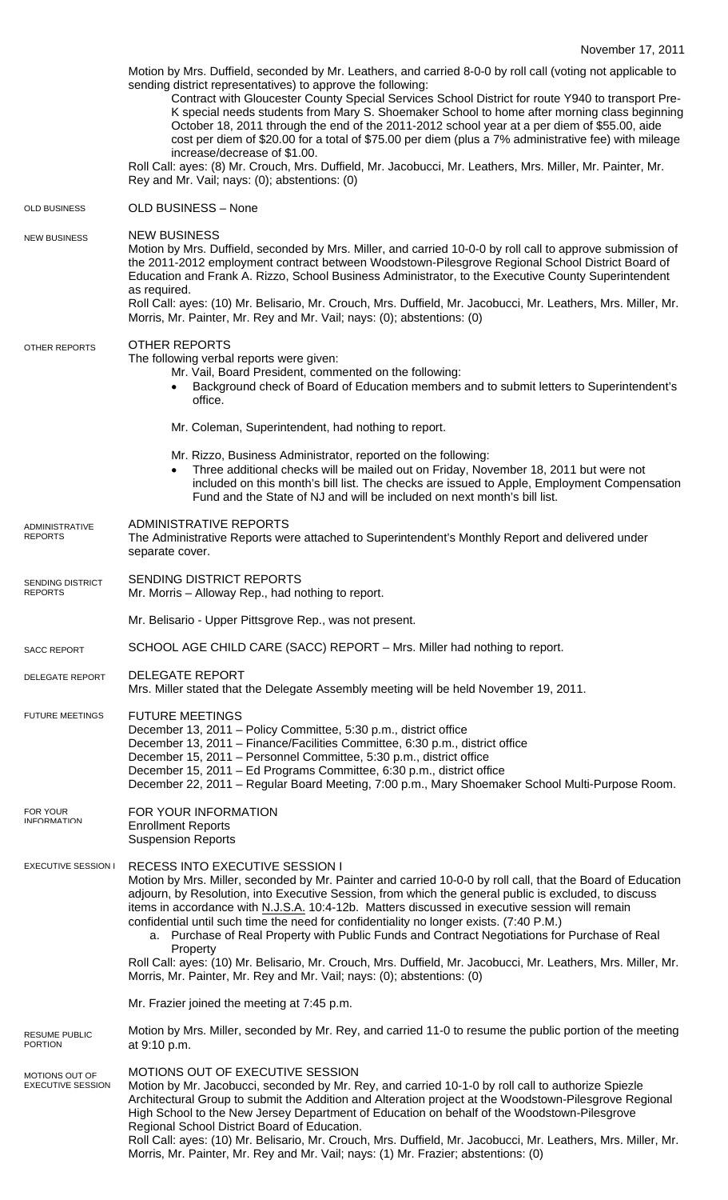November 17, 2011

Motion by Mrs. Duffield, seconded by Mr. Leathers, and carried 8-0-0 by roll call (voting not applicable to sending district representatives) to approve the following:

Contract with Gloucester County Special Services School District for route Y940 to transport Pre-K special needs students from Mary S. Shoemaker School to home after morning class beginning October 18, 2011 through the end of the 2011-2012 school year at a per diem of $55.00, aide cost per diem of $20.00 for a total of $75.00 per diem (plus a 7% administrative fee) with mileage increase/decrease of $1.00.

Roll Call: ayes: (8) Mr. Crouch, Mrs. Duffield, Mr. Jacobucci, Mr. Leathers, Mrs. Miller, Mr. Painter, Mr. Rey and Mr. Vail; nays: (0); abstentions: (0)

OLD BUSINESS

OLD BUSINESS – None

NEW BUSINESS

NEW BUSINESS

Motion by Mrs. Duffield, seconded by Mrs. Miller, and carried 10-0-0 by roll call to approve submission of the 2011-2012 employment contract between Woodstown-Pilesgrove Regional School District Board of Education and Frank A. Rizzo, School Business Administrator, to the Executive County Superintendent as required.

Roll Call: ayes: (10) Mr. Belisario, Mr. Crouch, Mrs. Duffield, Mr. Jacobucci, Mr. Leathers, Mrs. Miller, Mr. Morris, Mr. Painter, Mr. Rey and Mr. Vail; nays: (0); abstentions: (0)

OTHER REPORTS

OTHER REPORTS

The following verbal reports were given:

Mr. Vail, Board President, commented on the following:

- Background check of Board of Education members and to submit letters to Superintendent's office.

Mr. Coleman, Superintendent, had nothing to report.

Mr. Rizzo, Business Administrator, reported on the following:

- Three additional checks will be mailed out on Friday, November 18, 2011 but were not included on this month's bill list. The checks are issued to Apple, Employment Compensation Fund and the State of NJ and will be included on next month's bill list.

ADMINISTRATIVE REPORTS

ADMINISTRATIVE REPORTS

The Administrative Reports were attached to Superintendent's Monthly Report and delivered under separate cover.

SENDING DISTRICT REPORTS

SENDING DISTRICT REPORTS

Mr. Morris – Alloway Rep., had nothing to report.

Mr. Belisario - Upper Pittsgrove Rep., was not present.

SACC REPORT

SCHOOL AGE CHILD CARE (SACC) REPORT – Mrs. Miller had nothing to report.

DELEGATE REPORT

DELEGATE REPORT

Mrs. Miller stated that the Delegate Assembly meeting will be held November 19, 2011.

FUTURE MEETINGS

FUTURE MEETINGS

December 13, 2011 – Policy Committee, 5:30 p.m., district office
December 13, 2011 – Finance/Facilities Committee, 6:30 p.m., district office
December 15, 2011 – Personnel Committee, 5:30 p.m., district office
December 15, 2011 – Ed Programs Committee, 6:30 p.m., district office
December 22, 2011 – Regular Board Meeting, 7:00 p.m., Mary Shoemaker School Multi-Purpose Room.

FOR YOUR INFORMATION

FOR YOUR INFORMATION

Enrollment Reports
Suspension Reports

EXECUTIVE SESSION I

RECESS INTO EXECUTIVE SESSION I

Motion by Mrs. Miller, seconded by Mr. Painter and carried 10-0-0 by roll call, that the Board of Education adjourn, by Resolution, into Executive Session, from which the general public is excluded, to discuss items in accordance with N.J.S.A. 10:4-12b. Matters discussed in executive session will remain confidential until such time the need for confidentiality no longer exists. (7:40 P.M.)

a. Purchase of Real Property with Public Funds and Contract Negotiations for Purchase of Real Property

Roll Call: ayes: (10) Mr. Belisario, Mr. Crouch, Mrs. Duffield, Mr. Jacobucci, Mr. Leathers, Mrs. Miller, Mr. Morris, Mr. Painter, Mr. Rey and Mr. Vail; nays: (0); abstentions: (0)

Mr. Frazier joined the meeting at 7:45 p.m.

RESUME PUBLIC PORTION

Motion by Mrs. Miller, seconded by Mr. Rey, and carried 11-0 to resume the public portion of the meeting at 9:10 p.m.

MOTIONS OUT OF EXECUTIVE SESSION

MOTIONS OUT OF EXECUTIVE SESSION

Motion by Mr. Jacobucci, seconded by Mr. Rey, and carried 10-1-0 by roll call to authorize Spiezle Architectural Group to submit the Addition and Alteration project at the Woodstown-Pilesgrove Regional High School to the New Jersey Department of Education on behalf of the Woodstown-Pilesgrove Regional School District Board of Education.

Roll Call: ayes: (10) Mr. Belisario, Mr. Crouch, Mrs. Duffield, Mr. Jacobucci, Mr. Leathers, Mrs. Miller, Mr. Morris, Mr. Painter, Mr. Rey and Mr. Vail; nays: (1) Mr. Frazier; abstentions: (0)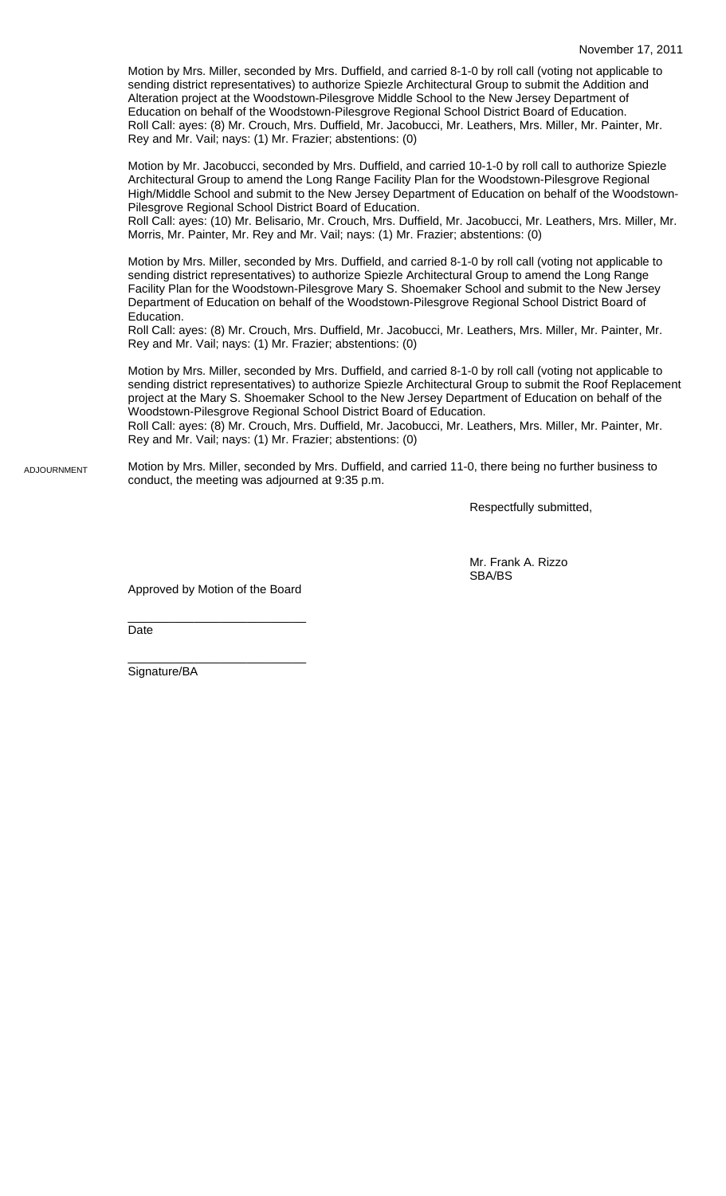Motion by Mrs. Miller, seconded by Mrs. Duffield, and carried 8-1-0 by roll call (voting not applicable to sending district representatives) to authorize Spiezle Architectural Group to submit the Addition and Alteration project at the Woodstown-Pilesgrove Middle School to the New Jersey Department of Education on behalf of the Woodstown-Pilesgrove Regional School District Board of Education.
Roll Call: ayes: (8) Mr. Crouch, Mrs. Duffield, Mr. Jacobucci, Mr. Leathers, Mrs. Miller, Mr. Painter, Mr. Rey and Mr. Vail; nays: (1) Mr. Frazier; abstentions: (0)

Motion by Mr. Jacobucci, seconded by Mrs. Duffield, and carried 10-1-0 by roll call to authorize Spiezle Architectural Group to amend the Long Range Facility Plan for the Woodstown-Pilesgrove Regional High/Middle School and submit to the New Jersey Department of Education on behalf of the Woodstown-Pilesgrove Regional School District Board of Education.
Roll Call: ayes: (10) Mr. Belisario, Mr. Crouch, Mrs. Duffield, Mr. Jacobucci, Mr. Leathers, Mrs. Miller, Mr. Morris, Mr. Painter, Mr. Rey and Mr. Vail; nays: (1) Mr. Frazier; abstentions: (0)

Motion by Mrs. Miller, seconded by Mrs. Duffield, and carried 8-1-0 by roll call (voting not applicable to sending district representatives) to authorize Spiezle Architectural Group to amend the Long Range Facility Plan for the Woodstown-Pilesgrove Mary S. Shoemaker School and submit to the New Jersey Department of Education on behalf of the Woodstown-Pilesgrove Regional School District Board of Education.
Roll Call: ayes: (8) Mr. Crouch, Mrs. Duffield, Mr. Jacobucci, Mr. Leathers, Mrs. Miller, Mr. Painter, Mr. Rey and Mr. Vail; nays: (1) Mr. Frazier; abstentions: (0)

Motion by Mrs. Miller, seconded by Mrs. Duffield, and carried 8-1-0 by roll call (voting not applicable to sending district representatives) to authorize Spiezle Architectural Group to submit the Roof Replacement project at the Mary S. Shoemaker School to the New Jersey Department of Education on behalf of the Woodstown-Pilesgrove Regional School District Board of Education.
Roll Call: ayes: (8) Mr. Crouch, Mrs. Duffield, Mr. Jacobucci, Mr. Leathers, Mrs. Miller, Mr. Painter, Mr. Rey and Mr. Vail; nays: (1) Mr. Frazier; abstentions: (0)

ADJOURNMENT

Motion by Mrs. Miller, seconded by Mrs. Duffield, and carried 11-0, there being no further business to conduct, the meeting was adjourned at 9:35 p.m.

Respectfully submitted,

Mr. Frank A. Rizzo
SBA/BS

Approved by Motion of the Board

\_\_\_\_\_\_\_\_\_\_\_\_\_\_\_\_\_\_\_\_\_\_\_\_\_\_\_\_
Date

\_\_\_\_\_\_\_\_\_\_\_\_\_\_\_\_\_\_\_\_\_\_\_\_\_\_\_\_
Signature/BA